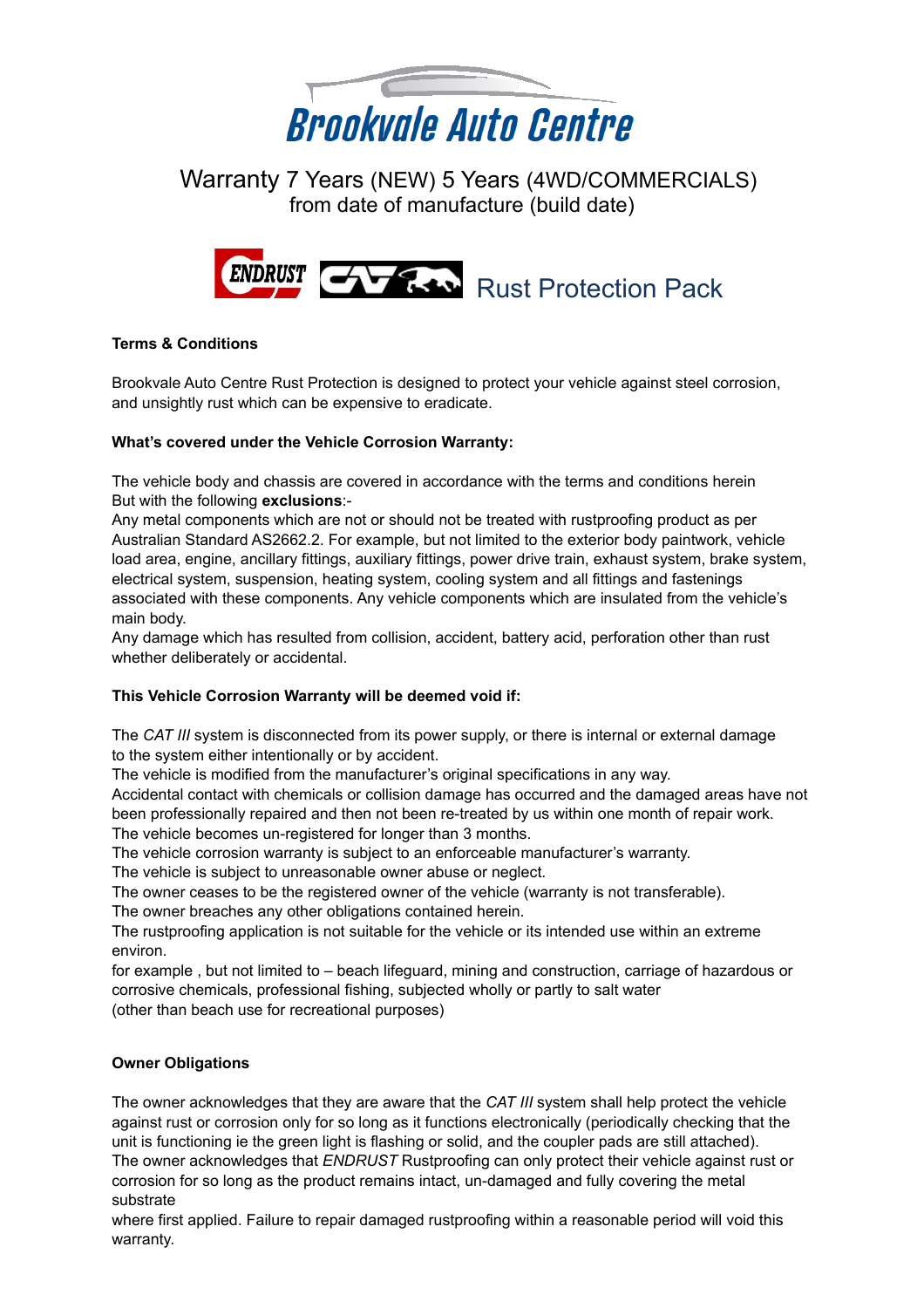# Brookvale Auto Centre

## Warranty 7 Years (NEW) 5 Years (4WD/COMMERCIALS) from date of manufacture (build date)

## ENDRUST CAT Rust Protection Pack

**Terms & Conditions**

Brookvale Auto Centre Rust Protection is designed to protect your vehicle against steel corrosion, and unsightly rust which can be expensive to eradicate.

**What's covered under the Vehicle Corrosion Warranty:**

The vehicle body and chassis are covered in accordance with the terms and conditions herein
But with the following **exclusions**:-
Any metal components which are not or should not be treated with rustproofing product as per Australian Standard AS2662.2. For example, but not limited to the exterior body paintwork, vehicle load area, engine, ancillary fittings, auxiliary fittings, power drive train, exhaust system, brake system, electrical system, suspension, heating system, cooling system and all fittings and fastenings associated with these components. Any vehicle components which are insulated from the vehicle's main body.
Any damage which has resulted from collision, accident, battery acid, perforation other than rust whether deliberately or accidental.

**This Vehicle Corrosion Warranty will be deemed void if:**

The *CAT III* system is disconnected from its power supply, or there is internal or external damage to the system either intentionally or by accident.
The vehicle is modified from the manufacturer's original specifications in any way.
Accidental contact with chemicals or collision damage has occurred and the damaged areas have not been professionally repaired and then not been re-treated by us within one month of repair work.
The vehicle becomes un-registered for longer than 3 months.
The vehicle corrosion warranty is subject to an enforceable manufacturer's warranty.
The vehicle is subject to unreasonable owner abuse or neglect.
The owner ceases to be the registered owner of the vehicle (warranty is not transferable).
The owner breaches any other obligations contained herein.
The rustproofing application is not suitable for the vehicle or its intended use within an extreme environ.
for example , but not limited to – beach lifeguard, mining and construction, carriage of hazardous or corrosive chemicals, professional fishing, subjected wholly or partly to salt water
(other than beach use for recreational purposes)

**Owner Obligations**

The owner acknowledges that they are aware that the *CAT III* system shall help protect the vehicle against rust or corrosion only for so long as it functions electronically (periodically checking that the unit is functioning ie the green light is flashing or solid, and the coupler pads are still attached).
The owner acknowledges that *ENDRUST* Rustproofing can only protect their vehicle against rust or corrosion for so long as the product remains intact, un-damaged and fully covering the metal substrate
where first applied. Failure to repair damaged rustproofing within a reasonable period will void this warranty.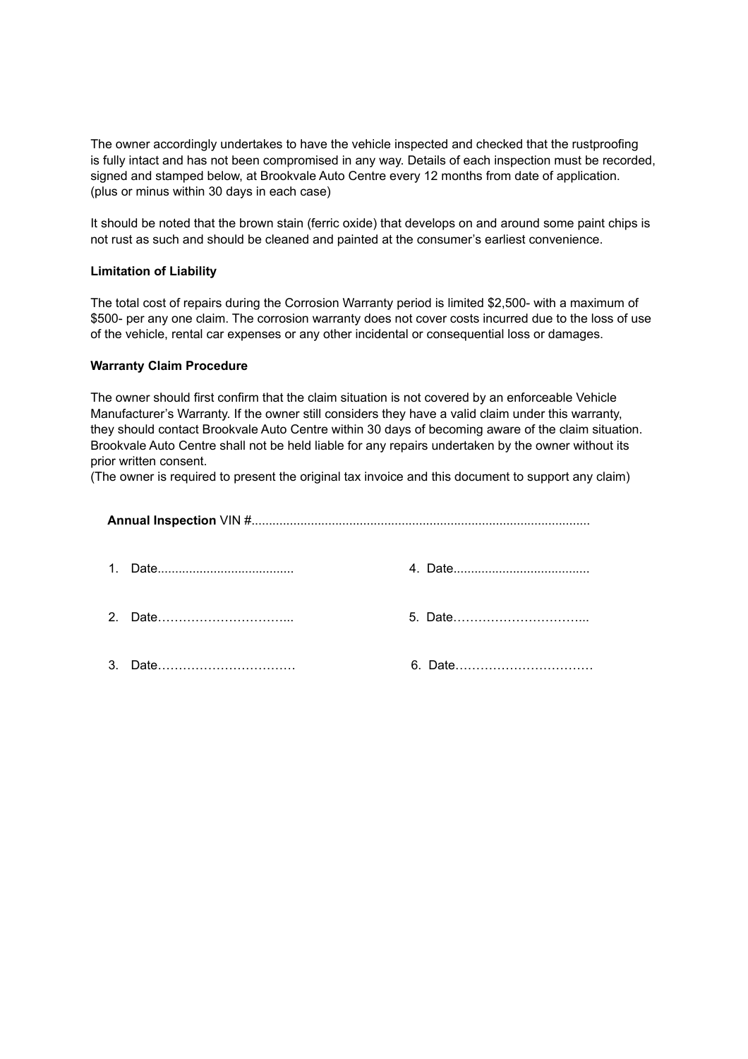The owner accordingly undertakes to have the vehicle inspected and checked that the rustproofing is fully intact and has not been compromised in any way. Details of each inspection must be recorded, signed and stamped below, at Brookvale Auto Centre every 12 months from date of application. (plus or minus within 30 days in each case)

It should be noted that the brown stain (ferric oxide) that develops on and around some paint chips is not rust as such and should be cleaned and painted at the consumer's earliest convenience.

**Limitation of Liability**

The total cost of repairs during the Corrosion Warranty period is limited $2,500- with a maximum of $500- per any one claim. The corrosion warranty does not cover costs incurred due to the loss of use of the vehicle, rental car expenses or any other incidental or consequential loss or damages.

**Warranty Claim Procedure**

The owner should first confirm that the claim situation is not covered by an enforceable Vehicle Manufacturer's Warranty. If the owner still considers they have a valid claim under this warranty, they should contact Brookvale Auto Centre within 30 days of becoming aware of the claim situation. Brookvale Auto Centre shall not be held liable for any repairs undertaken by the owner without its prior written consent.
(The owner is required to present the original tax invoice and this document to support any claim)

**Annual Inspection** VIN #................................................................................................

1. Date.......................................
2. Date…………………………...
3. Date……………………………
4. Date.......................................
5. Date…………………………...
6. Date……………………………